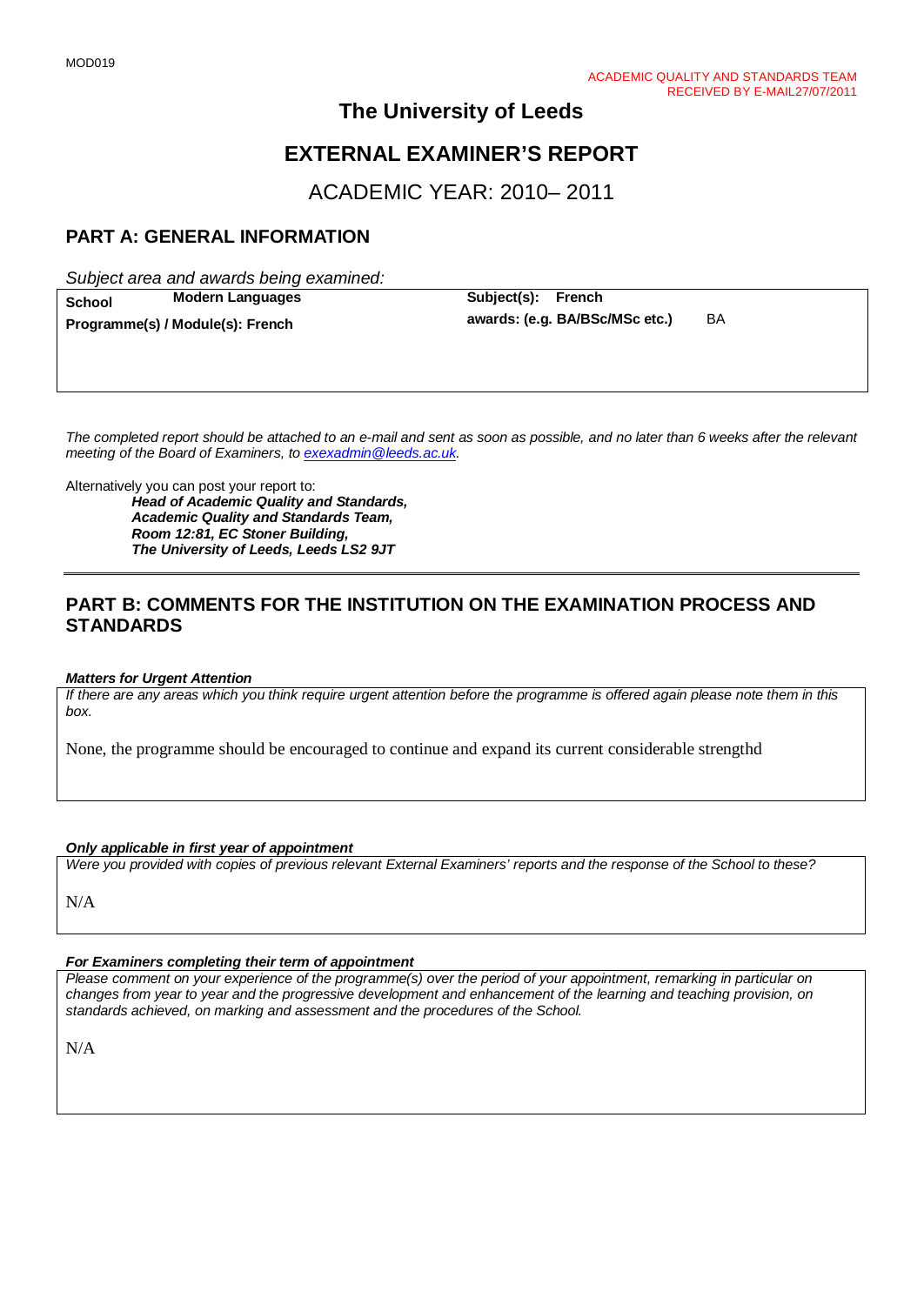MOD019

ACADEMIC QUALITY AND STANDARDS TEAM
RECEIVED BY E-MAIL27/07/2011

# The University of Leeds

# EXTERNAL EXAMINER'S REPORT

## ACADEMIC YEAR: 2010– 2011

## PART A: GENERAL INFORMATION

*Subject area and awards being examined:*

| | |
|---|---|
| **School** **Modern Languages** | **Subject(s): French** |
| **Programme(s) / Module(s): French** | **awards: (e.g. BA/BSc/MSc etc.)** BA |

*The completed report should be attached to an e-mail and sent as soon as possible, and no later than 6 weeks after the relevant meeting of the Board of Examiners, to exexadmin@leeds.ac.uk.*

Alternatively you can post your report to:

***Head of Academic Quality and Standards,***
***Academic Quality and Standards Team,***
***Room 12:81, EC Stoner Building,***
***The University of Leeds, Leeds LS2 9JT***

## PART B: COMMENTS FOR THE INSTITUTION ON THE EXAMINATION PROCESS AND STANDARDS

***Matters for Urgent Attention***

*If there are any areas which you think require urgent attention before the programme is offered again please note them in this box.*

None, the programme should be encouraged to continue and expand its current considerable strengthd

***Only applicable in first year of appointment***

*Were you provided with copies of previous relevant External Examiners' reports and the response of the School to these?*

N/A

***For Examiners completing their term of appointment***

*Please comment on your experience of the programme(s) over the period of your appointment, remarking in particular on changes from year to year and the progressive development and enhancement of the learning and teaching provision, on standards achieved, on marking and assessment and the procedures of the School.*

N/A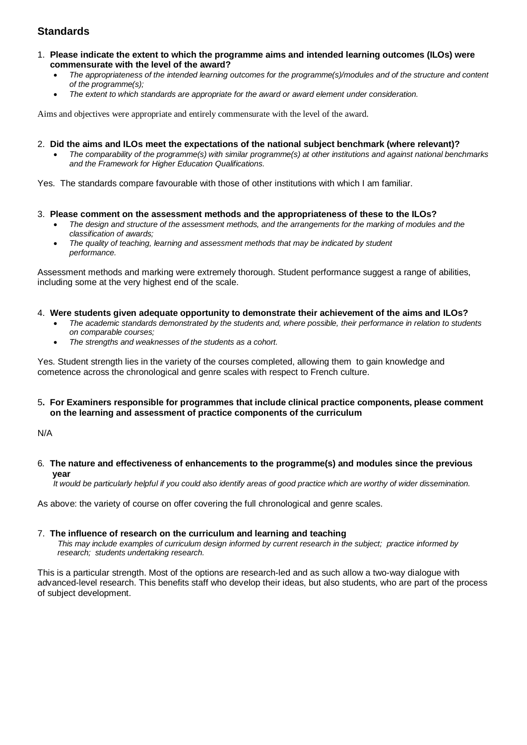## Standards

1. **Please indicate the extent to which the programme aims and intended learning outcomes (ILOs) were commensurate with the level of the award?**
   - *The appropriateness of the intended learning outcomes for the programme(s)/modules and of the structure and content of the programme(s);*
   - *The extent to which standards are appropriate for the award or award element under consideration.*

Aims and objectives were appropriate and entirely commensurate with the level of the award.

2. **Did the aims and ILOs meet the expectations of the national subject benchmark (where relevant)?**
   - *The comparability of the programme(s) with similar programme(s) at other institutions and against national benchmarks and the Framework for Higher Education Qualifications.*

Yes. The standards compare favourable with those of other institutions with which I am familiar.

3. **Please comment on the assessment methods and the appropriateness of these to the ILOs?**
   - *The design and structure of the assessment methods, and the arrangements for the marking of modules and the classification of awards;*
   - *The quality of teaching, learning and assessment methods that may be indicated by student performance.*

Assessment methods and marking were extremely thorough. Student performance suggest a range of abilities, including some at the very highest end of the scale.

4. **Were students given adequate opportunity to demonstrate their achievement of the aims and ILOs?**
   - *The academic standards demonstrated by the students and, where possible, their performance in relation to students on comparable courses;*
   - *The strengths and weaknesses of the students as a cohort.*

Yes. Student strength lies in the variety of the courses completed, allowing them to gain knowledge and cometence across the chronological and genre scales with respect to French culture.

5. **For Examiners responsible for programmes that include clinical practice components, please comment on the learning and assessment of practice components of the curriculum**

N/A

6. **The nature and effectiveness of enhancements to the programme(s) and modules since the previous year**

   *It would be particularly helpful if you could also identify areas of good practice which are worthy of wider dissemination.*

As above: the variety of course on offer covering the full chronological and genre scales.

7. **The influence of research on the curriculum and learning and teaching**

   *This may include examples of curriculum design informed by current research in the subject; practice informed by research; students undertaking research.*

This is a particular strength. Most of the options are research-led and as such allow a two-way dialogue with advanced-level research. This benefits staff who develop their ideas, but also students, who are part of the process of subject development.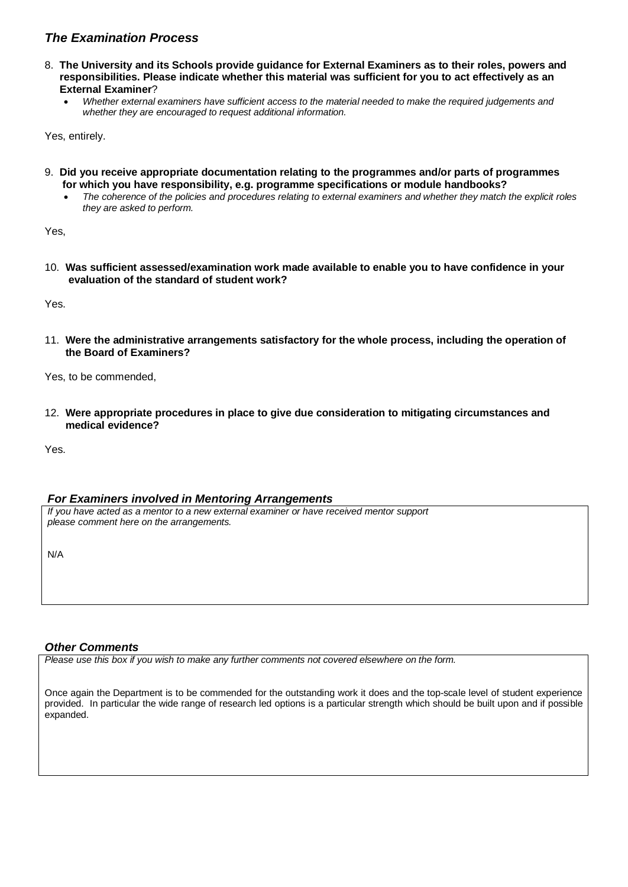### *The Examination Process*

8. **The University and its Schools provide guidance for External Examiners as to their roles, powers and responsibilities. Please indicate whether this material was sufficient for you to act effectively as an External Examiner**?
   - *Whether external examiners have sufficient access to the material needed to make the required judgements and whether they are encouraged to request additional information.*

Yes, entirely.

9. **Did you receive appropriate documentation relating to the programmes and/or parts of programmes for which you have responsibility, e.g. programme specifications or module handbooks?**
   - *The coherence of the policies and procedures relating to external examiners and whether they match the explicit roles they are asked to perform.*

Yes,

10. **Was sufficient assessed/examination work made available to enable you to have confidence in your evaluation of the standard of student work?**

Yes.

11. **Were the administrative arrangements satisfactory for the whole process, including the operation of the Board of Examiners?**

Yes, to be commended,

12. **Were appropriate procedures in place to give due consideration to mitigating circumstances and medical evidence?**

Yes.

### *For Examiners involved in Mentoring Arrangements*

*If you have acted as a mentor to a new external examiner or have received mentor support please comment here on the arrangements.*

N/A

### *Other Comments*

*Please use this box if you wish to make any further comments not covered elsewhere on the form.*

Once again the Department is to be commended for the outstanding work it does and the top-scale level of student experience provided. In particular the wide range of research led options is a particular strength which should be built upon and if possible expanded.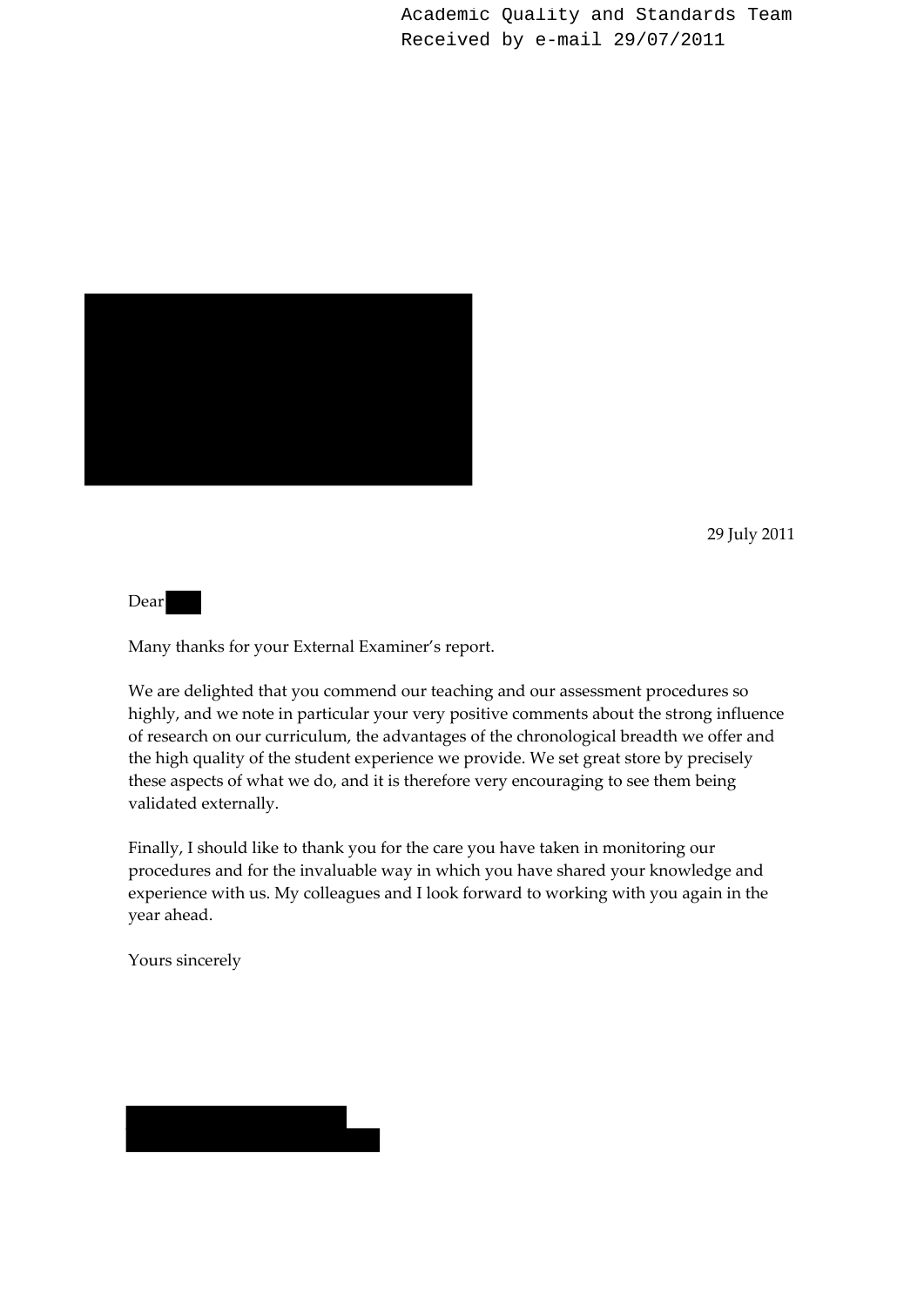Academic Quality and Standards Team
Received by e-mail 29/07/2011

29 July 2011

Dear

Many thanks for your External Examiner's report.

We are delighted that you commend our teaching and our assessment procedures so highly, and we note in particular your very positive comments about the strong influence of research on our curriculum, the advantages of the chronological breadth we offer and the high quality of the student experience we provide. We set great store by precisely these aspects of what we do, and it is therefore very encouraging to see them being validated externally.

Finally, I should like to thank you for the care you have taken in monitoring our procedures and for the invaluable way in which you have shared your knowledge and experience with us. My colleagues and I look forward to working with you again in the year ahead.

Yours sincerely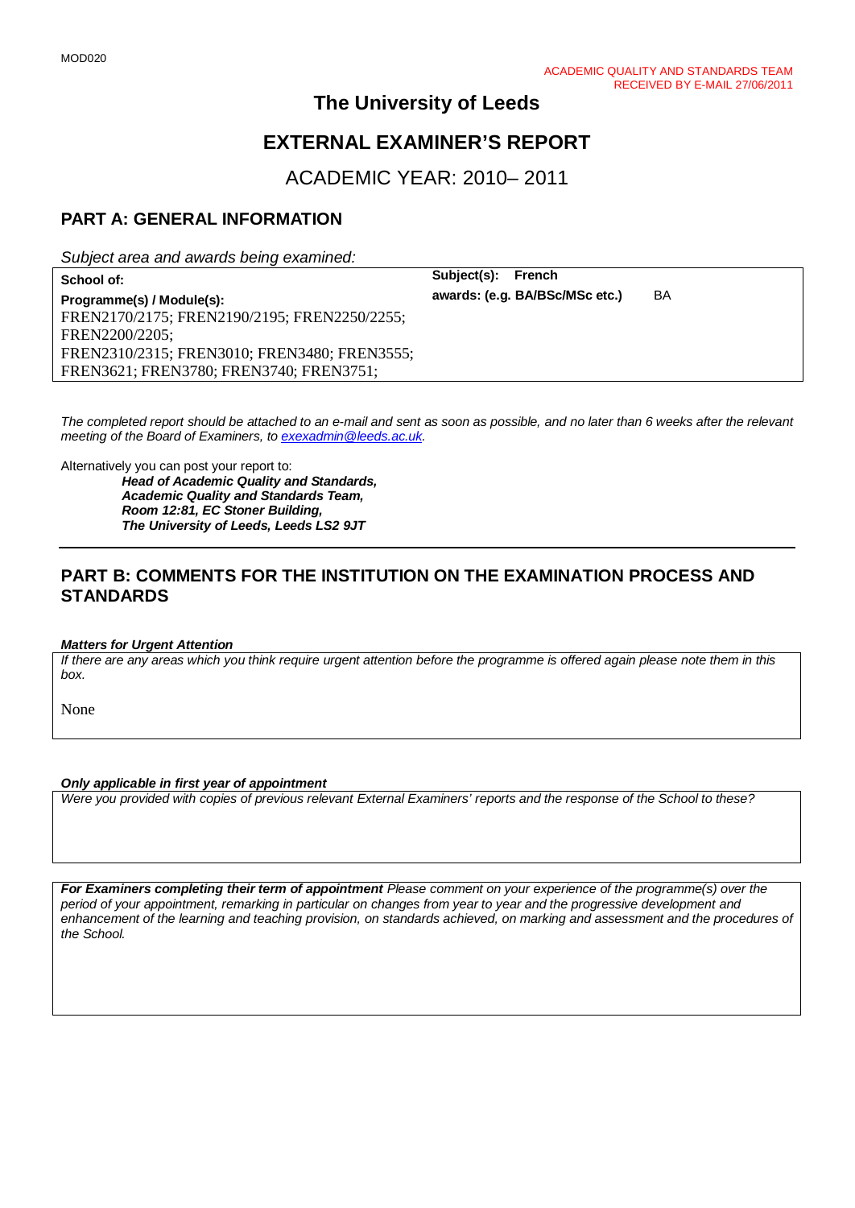MOD020

ACADEMIC QUALITY AND STANDARDS TEAM
RECEIVED BY E-MAIL 27/06/2011

# The University of Leeds

# EXTERNAL EXAMINER'S REPORT

## ACADEMIC YEAR: 2010– 2011

## PART A: GENERAL INFORMATION

*Subject area and awards being examined:*

| **School of:** | **Subject(s): French** |
|---|---|
| **Programme(s) / Module(s):** FREN2170/2175; FREN2190/2195; FREN2250/2255; FREN2200/2205; FREN2310/2315; FREN3010; FREN3480; FREN3555; FREN3621; FREN3780; FREN3740; FREN3751; | **awards: (e.g. BA/BSc/MSc etc.)** BA |

*The completed report should be attached to an e-mail and sent as soon as possible, and no later than 6 weeks after the relevant meeting of the Board of Examiners, to exexadmin@leeds.ac.uk.*

Alternatively you can post your report to:

***Head of Academic Quality and Standards,***
***Academic Quality and Standards Team,***
***Room 12:81, EC Stoner Building,***
***The University of Leeds, Leeds LS2 9JT***

## PART B: COMMENTS FOR THE INSTITUTION ON THE EXAMINATION PROCESS AND STANDARDS

***Matters for Urgent Attention***

*If there are any areas which you think require urgent attention before the programme is offered again please note them in this box.*

None

***Only applicable in first year of appointment***

*Were you provided with copies of previous relevant External Examiners' reports and the response of the School to these?*

***For Examiners completing their term of appointment*** *Please comment on your experience of the programme(s) over the period of your appointment, remarking in particular on changes from year to year and the progressive development and enhancement of the learning and teaching provision, on standards achieved, on marking and assessment and the procedures of the School.*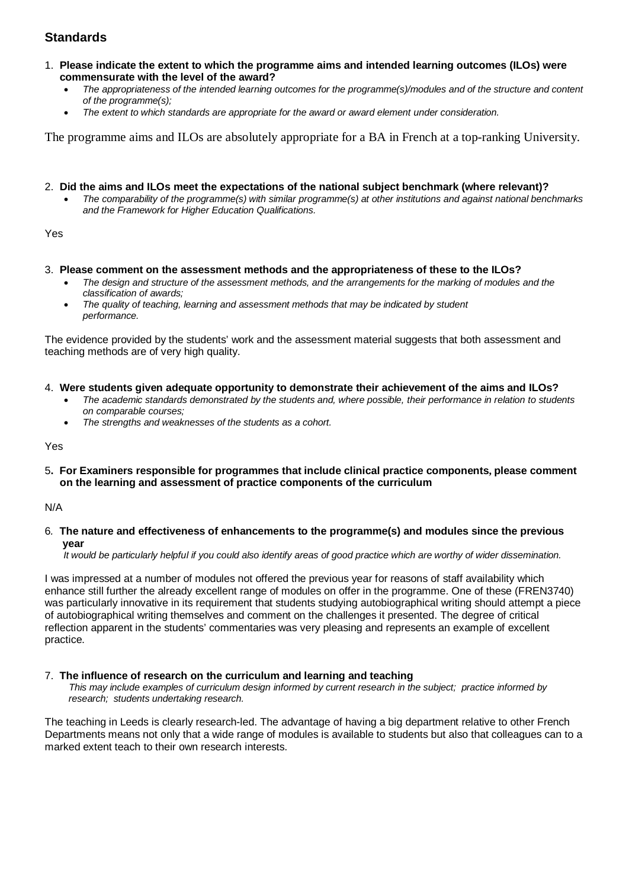## Standards

1. **Please indicate the extent to which the programme aims and intended learning outcomes (ILOs) were commensurate with the level of the award?**
   - *The appropriateness of the intended learning outcomes for the programme(s)/modules and of the structure and content of the programme(s);*
   - *The extent to which standards are appropriate for the award or award element under consideration.*

The programme aims and ILOs are absolutely appropriate for a BA in French at a top-ranking University.

2. **Did the aims and ILOs meet the expectations of the national subject benchmark (where relevant)?**
   - *The comparability of the programme(s) with similar programme(s) at other institutions and against national benchmarks and the Framework for Higher Education Qualifications.*

Yes

3. **Please comment on the assessment methods and the appropriateness of these to the ILOs?**
   - *The design and structure of the assessment methods, and the arrangements for the marking of modules and the classification of awards;*
   - *The quality of teaching, learning and assessment methods that may be indicated by student performance.*

The evidence provided by the students' work and the assessment material suggests that both assessment and teaching methods are of very high quality.

4. **Were students given adequate opportunity to demonstrate their achievement of the aims and ILOs?**
   - *The academic standards demonstrated by the students and, where possible, their performance in relation to students on comparable courses;*
   - *The strengths and weaknesses of the students as a cohort.*

Yes

5. **For Examiners responsible for programmes that include clinical practice components, please comment on the learning and assessment of practice components of the curriculum**

N/A

6. **The nature and effectiveness of enhancements to the programme(s) and modules since the previous year**

   *It would be particularly helpful if you could also identify areas of good practice which are worthy of wider dissemination.*

I was impressed at a number of modules not offered the previous year for reasons of staff availability which enhance still further the already excellent range of modules on offer in the programme. One of these (FREN3740) was particularly innovative in its requirement that students studying autobiographical writing should attempt a piece of autobiographical writing themselves and comment on the challenges it presented. The degree of critical reflection apparent in the students' commentaries was very pleasing and represents an example of excellent practice.

7. **The influence of research on the curriculum and learning and teaching**

   *This may include examples of curriculum design informed by current research in the subject; practice informed by research; students undertaking research.*

The teaching in Leeds is clearly research-led. The advantage of having a big department relative to other French Departments means not only that a wide range of modules is available to students but also that colleagues can to a marked extent teach to their own research interests.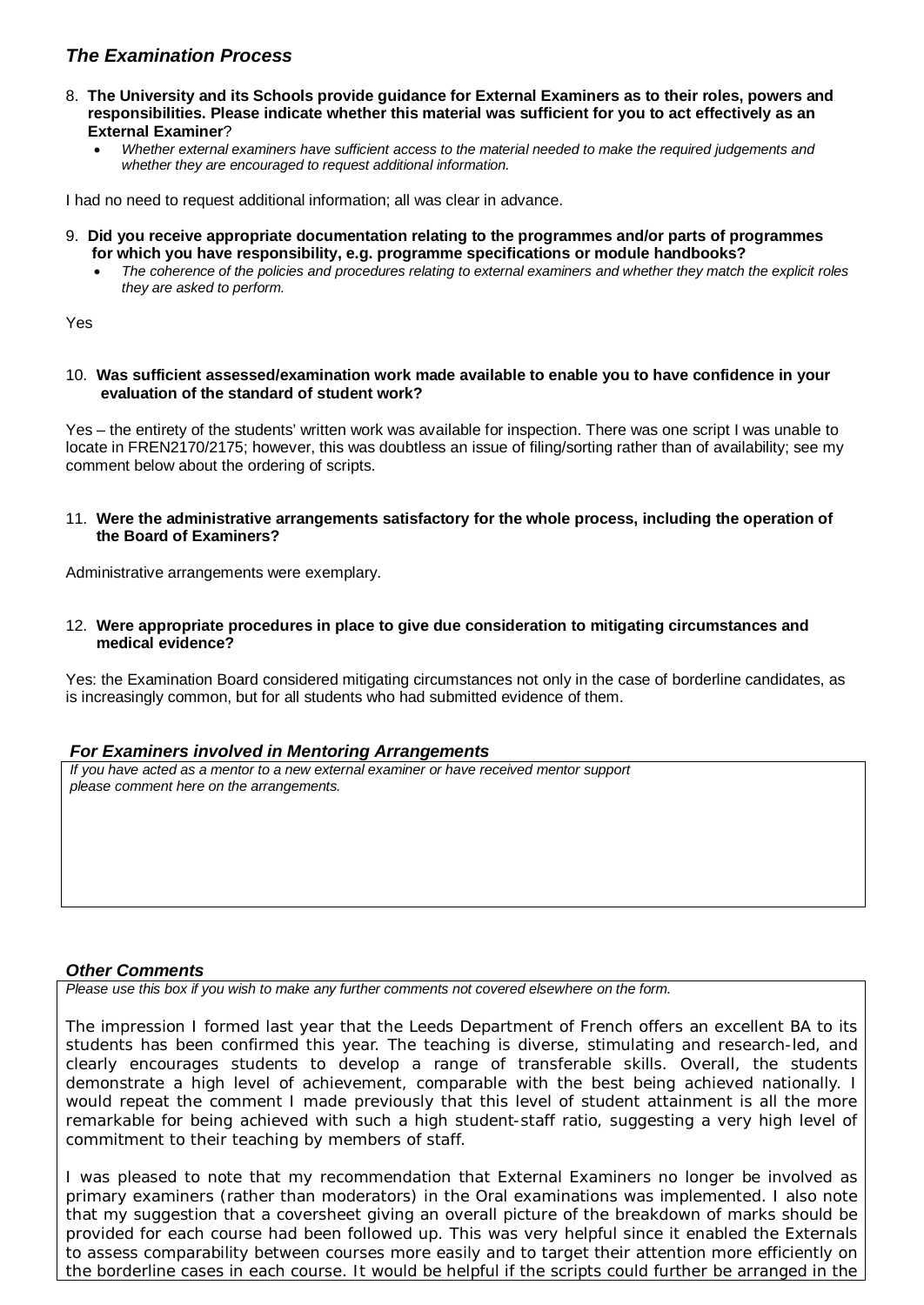### *The Examination Process*

8. **The University and its Schools provide guidance for External Examiners as to their roles, powers and responsibilities. Please indicate whether this material was sufficient for you to act effectively as an External Examiner**?
   - *Whether external examiners have sufficient access to the material needed to make the required judgements and whether they are encouraged to request additional information.*

I had no need to request additional information; all was clear in advance.

9. **Did you receive appropriate documentation relating to the programmes and/or parts of programmes for which you have responsibility, e.g. programme specifications or module handbooks?**
   - *The coherence of the policies and procedures relating to external examiners and whether they match the explicit roles they are asked to perform.*

Yes

10. **Was sufficient assessed/examination work made available to enable you to have confidence in your evaluation of the standard of student work?**

Yes – the entirety of the students' written work was available for inspection. There was one script I was unable to locate in FREN2170/2175; however, this was doubtless an issue of filing/sorting rather than of availability; see my comment below about the ordering of scripts.

11. **Were the administrative arrangements satisfactory for the whole process, including the operation of the Board of Examiners?**

Administrative arrangements were exemplary.

12. **Were appropriate procedures in place to give due consideration to mitigating circumstances and medical evidence?**

Yes: the Examination Board considered mitigating circumstances not only in the case of borderline candidates, as is increasingly common, but for all students who had submitted evidence of them.

### *For Examiners involved in Mentoring Arrangements*

*If you have acted as a mentor to a new external examiner or have received mentor support please comment here on the arrangements.*

### *Other Comments*

*Please use this box if you wish to make any further comments not covered elsewhere on the form.*

The impression I formed last year that the Leeds Department of French offers an excellent BA to its students has been confirmed this year. The teaching is diverse, stimulating and research-led, and clearly encourages students to develop a range of transferable skills. Overall, the students demonstrate a high level of achievement, comparable with the best being achieved nationally. I would repeat the comment I made previously that this level of student attainment is all the more remarkable for being achieved with such a high student-staff ratio, suggesting a very high level of commitment to their teaching by members of staff.

I was pleased to note that my recommendation that External Examiners no longer be involved as primary examiners (rather than moderators) in the Oral examinations was implemented. I also note that my suggestion that a coversheet giving an overall picture of the breakdown of marks should be provided for each course had been followed up. This was very helpful since it enabled the Externals to assess comparability between courses more easily and to target their attention more efficiently on the borderline cases in each course. It would be helpful if the scripts could further be arranged in the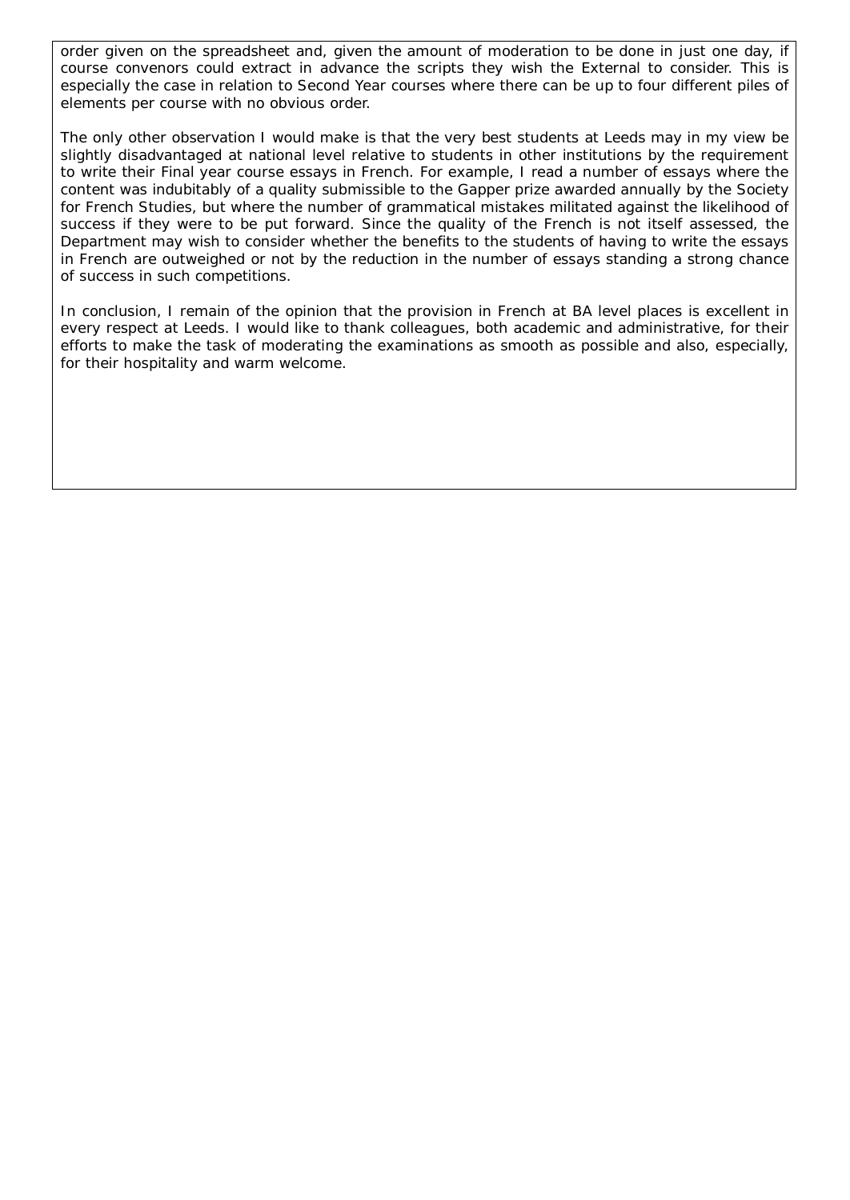order given on the spreadsheet and, given the amount of moderation to be done in just one day, if course convenors could extract in advance the scripts they wish the External to consider. This is especially the case in relation to Second Year courses where there can be up to four different piles of elements per course with no obvious order.

The only other observation I would make is that the very best students at Leeds may in my view be slightly disadvantaged at national level relative to students in other institutions by the requirement to write their Final year course essays in French. For example, I read a number of essays where the content was indubitably of a quality submissible to the Gapper prize awarded annually by the Society for French Studies, but where the number of grammatical mistakes militated against the likelihood of success if they were to be put forward. Since the quality of the French is not itself assessed, the Department may wish to consider whether the benefits to the students of having to write the essays in French are outweighed or not by the reduction in the number of essays standing a strong chance of success in such competitions.

In conclusion, I remain of the opinion that the provision in French at BA level places is excellent in every respect at Leeds. I would like to thank colleagues, both academic and administrative, for their efforts to make the task of moderating the examinations as smooth as possible and also, especially, for their hospitality and warm welcome.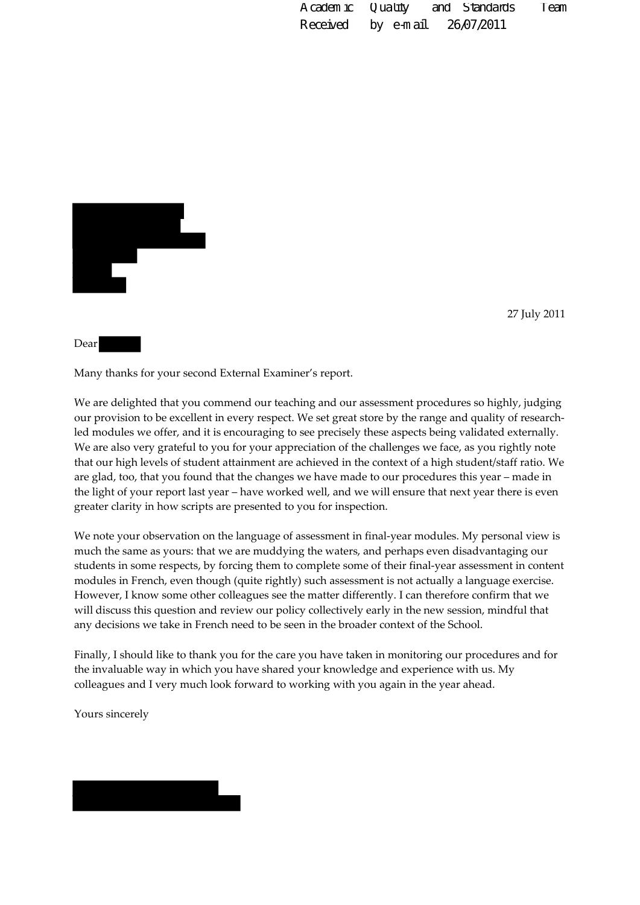Academic Quality and Standards Team
Received by e-mail 26/07/2011

27 July 2011

Dear

Many thanks for your second External Examiner's report.

We are delighted that you commend our teaching and our assessment procedures so highly, judging our provision to be excellent in every respect. We set great store by the range and quality of research-led modules we offer, and it is encouraging to see precisely these aspects being validated externally. We are also very grateful to you for your appreciation of the challenges we face, as you rightly note that our high levels of student attainment are achieved in the context of a high student/staff ratio. We are glad, too, that you found that the changes we have made to our procedures this year – made in the light of your report last year – have worked well, and we will ensure that next year there is even greater clarity in how scripts are presented to you for inspection.

We note your observation on the language of assessment in final-year modules. My personal view is much the same as yours: that we are muddying the waters, and perhaps even disadvantaging our students in some respects, by forcing them to complete some of their final-year assessment in content modules in French, even though (quite rightly) such assessment is not actually a language exercise. However, I know some other colleagues see the matter differently. I can therefore confirm that we will discuss this question and review our policy collectively early in the new session, mindful that any decisions we take in French need to be seen in the broader context of the School.

Finally, I should like to thank you for the care you have taken in monitoring our procedures and for the invaluable way in which you have shared your knowledge and experience with us. My colleagues and I very much look forward to working with you again in the year ahead.

Yours sincerely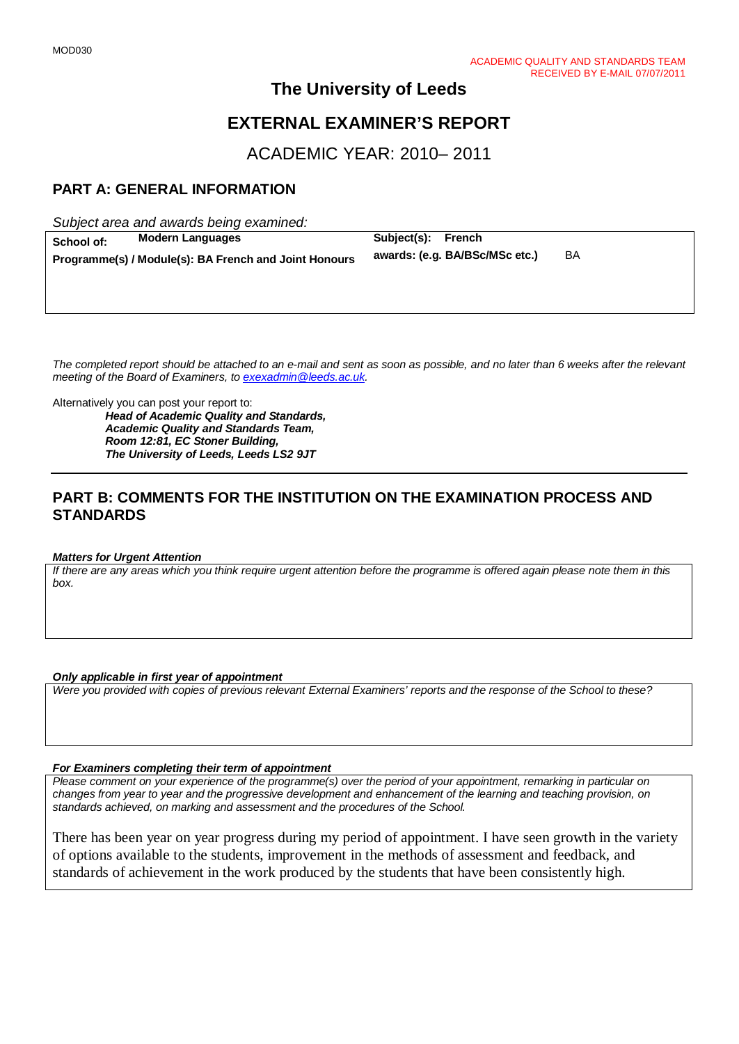MOD030

ACADEMIC QUALITY AND STANDARDS TEAM
RECEIVED BY E-MAIL 07/07/2011

# The University of Leeds

# EXTERNAL EXAMINER'S REPORT

## ACADEMIC YEAR: 2010– 2011

## PART A: GENERAL INFORMATION

*Subject area and awards being examined:*

| | | | |
|---|---|---|---|
| **School of:** | **Modern Languages** | **Subject(s):** | **French** |
| **Programme(s) / Module(s): BA French and Joint Honours** | | **awards: (e.g. BA/BSc/MSc etc.)** | BA |

*The completed report should be attached to an e-mail and sent as soon as possible, and no later than 6 weeks after the relevant meeting of the Board of Examiners, to exexadmin@leeds.ac.uk.*

Alternatively you can post your report to:

***Head of Academic Quality and Standards,***
***Academic Quality and Standards Team,***
***Room 12:81, EC Stoner Building,***
***The University of Leeds, Leeds LS2 9JT***

## PART B: COMMENTS FOR THE INSTITUTION ON THE EXAMINATION PROCESS AND STANDARDS

***Matters for Urgent Attention***

*If there are any areas which you think require urgent attention before the programme is offered again please note them in this box.*

***Only applicable in first year of appointment***

*Were you provided with copies of previous relevant External Examiners' reports and the response of the School to these?*

***For Examiners completing their term of appointment***

*Please comment on your experience of the programme(s) over the period of your appointment, remarking in particular on changes from year to year and the progressive development and enhancement of the learning and teaching provision, on standards achieved, on marking and assessment and the procedures of the School.*

There has been year on year progress during my period of appointment. I have seen growth in the variety of options available to the students, improvement in the methods of assessment and feedback, and standards of achievement in the work produced by the students that have been consistently high.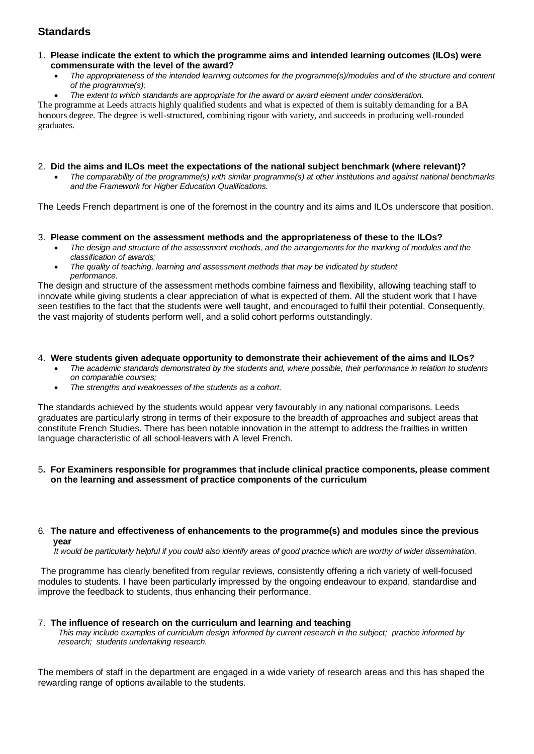## Standards

1. **Please indicate the extent to which the programme aims and intended learning outcomes (ILOs) were commensurate with the level of the award?**
   - *The appropriateness of the intended learning outcomes for the programme(s)/modules and of the structure and content of the programme(s);*
   - *The extent to which standards are appropriate for the award or award element under consideration.*

The programme at Leeds attracts highly qualified students and what is expected of them is suitably demanding for a BA honours degree. The degree is well-structured, combining rigour with variety, and succeeds in producing well-rounded graduates.

2. **Did the aims and ILOs meet the expectations of the national subject benchmark (where relevant)?**
   - *The comparability of the programme(s) with similar programme(s) at other institutions and against national benchmarks and the Framework for Higher Education Qualifications.*

The Leeds French department is one of the foremost in the country and its aims and ILOs underscore that position.

3. **Please comment on the assessment methods and the appropriateness of these to the ILOs?**
   - *The design and structure of the assessment methods, and the arrangements for the marking of modules and the classification of awards;*
   - *The quality of teaching, learning and assessment methods that may be indicated by student performance.*

The design and structure of the assessment methods combine fairness and flexibility, allowing teaching staff to innovate while giving students a clear appreciation of what is expected of them. All the student work that I have seen testifies to the fact that the students were well taught, and encouraged to fulfil their potential. Consequently, the vast majority of students perform well, and a solid cohort performs outstandingly.

4. **Were students given adequate opportunity to demonstrate their achievement of the aims and ILOs?**
   - *The academic standards demonstrated by the students and, where possible, their performance in relation to students on comparable courses;*
   - *The strengths and weaknesses of the students as a cohort.*

The standards achieved by the students would appear very favourably in any national comparisons. Leeds graduates are particularly strong in terms of their exposure to the breadth of approaches and subject areas that constitute French Studies. There has been notable innovation in the attempt to address the frailties in written language characteristic of all school-leavers with A level French.

5. **For Examiners responsible for programmes that include clinical practice components, please comment on the learning and assessment of practice components of the curriculum**

6. **The nature and effectiveness of enhancements to the programme(s) and modules since the previous year**

   *It would be particularly helpful if you could also identify areas of good practice which are worthy of wider dissemination.*

The programme has clearly benefited from regular reviews, consistently offering a rich variety of well-focused modules to students. I have been particularly impressed by the ongoing endeavour to expand, standardise and improve the feedback to students, thus enhancing their performance.

7. **The influence of research on the curriculum and learning and teaching**

   *This may include examples of curriculum design informed by current research in the subject; practice informed by research; students undertaking research.*

The members of staff in the department are engaged in a wide variety of research areas and this has shaped the rewarding range of options available to the students.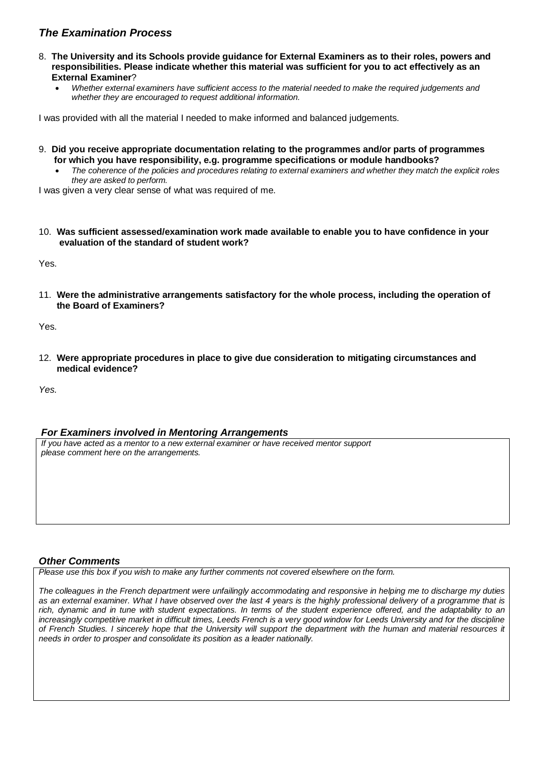### *The Examination Process*

8. **The University and its Schools provide guidance for External Examiners as to their roles, powers and responsibilities. Please indicate whether this material was sufficient for you to act effectively as an External Examiner**?
   - *Whether external examiners have sufficient access to the material needed to make the required judgements and whether they are encouraged to request additional information.*

I was provided with all the material I needed to make informed and balanced judgements.

9. **Did you receive appropriate documentation relating to the programmes and/or parts of programmes for which you have responsibility, e.g. programme specifications or module handbooks?**
   - *The coherence of the policies and procedures relating to external examiners and whether they match the explicit roles they are asked to perform.*

I was given a very clear sense of what was required of me.

10. **Was sufficient assessed/examination work made available to enable you to have confidence in your evaluation of the standard of student work?**

Yes.

11. **Were the administrative arrangements satisfactory for the whole process, including the operation of the Board of Examiners?**

Yes.

12. **Were appropriate procedures in place to give due consideration to mitigating circumstances and medical evidence?**

*Yes.*

#### *For Examiners involved in Mentoring Arrangements*

*If you have acted as a mentor to a new external examiner or have received mentor support please comment here on the arrangements.*

#### *Other Comments*

*Please use this box if you wish to make any further comments not covered elsewhere on the form.*

*The colleagues in the French department were unfailingly accommodating and responsive in helping me to discharge my duties as an external examiner. What I have observed over the last 4 years is the highly professional delivery of a programme that is rich, dynamic and in tune with student expectations. In terms of the student experience offered, and the adaptability to an increasingly competitive market in difficult times, Leeds French is a very good window for Leeds University and for the discipline of French Studies. I sincerely hope that the University will support the department with the human and material resources it needs in order to prosper and consolidate its position as a leader nationally.*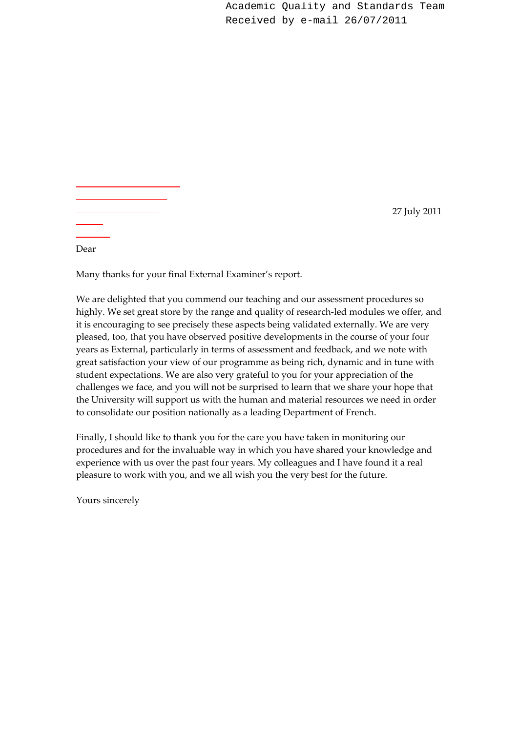Academic Quality and Standards Team
Received by e-mail 26/07/2011

27 July 2011

Dear

Many thanks for your final External Examiner's report.

We are delighted that you commend our teaching and our assessment procedures so highly. We set great store by the range and quality of research-led modules we offer, and it is encouraging to see precisely these aspects being validated externally. We are very pleased, too, that you have observed positive developments in the course of your four years as External, particularly in terms of assessment and feedback, and we note with great satisfaction your view of our programme as being rich, dynamic and in tune with student expectations. We are also very grateful to you for your appreciation of the challenges we face, and you will not be surprised to learn that we share your hope that the University will support us with the human and material resources we need in order to consolidate our position nationally as a leading Department of French.

Finally, I should like to thank you for the care you have taken in monitoring our procedures and for the invaluable way in which you have shared your knowledge and experience with us over the past four years. My colleagues and I have found it a real pleasure to work with you, and we all wish you the very best for the future.

Yours sincerely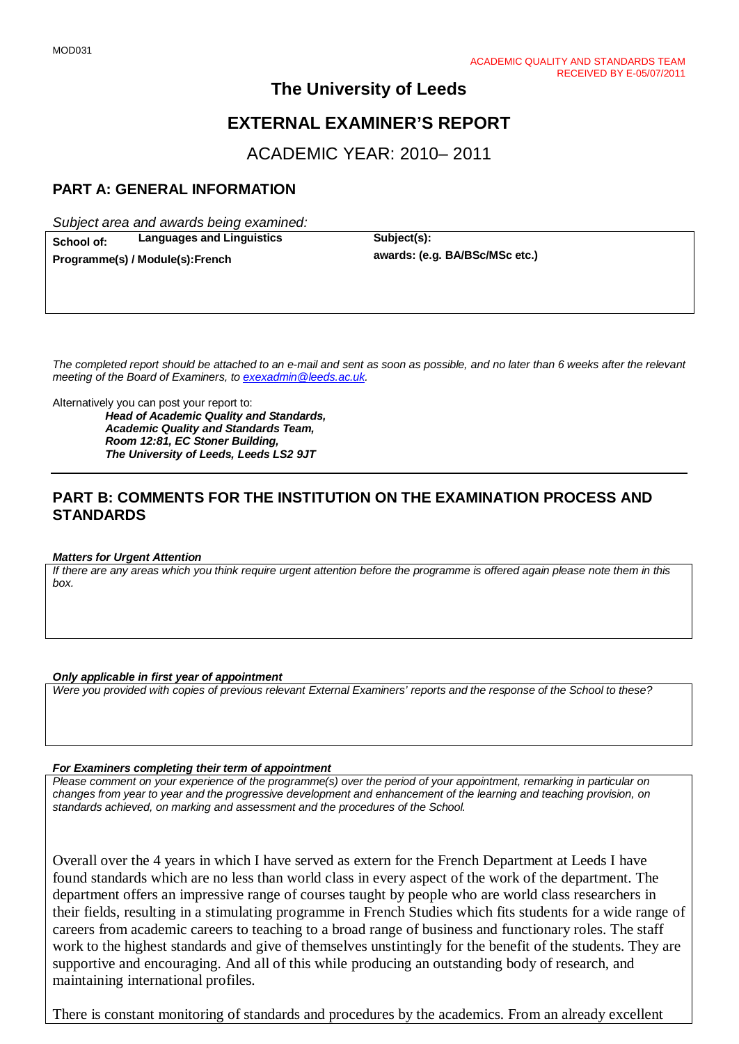MOD031

ACADEMIC QUALITY AND STANDARDS TEAM
RECEIVED BY E-05/07/2011

# The University of Leeds

# EXTERNAL EXAMINER'S REPORT

## ACADEMIC YEAR: 2010– 2011

## PART A: GENERAL INFORMATION

*Subject area and awards being examined:*

| | |
|---|---|
| **School of: Languages and Linguistics** | **Subject(s):** |
| **Programme(s) / Module(s):French** | **awards: (e.g. BA/BSc/MSc etc.)** |

*The completed report should be attached to an e-mail and sent as soon as possible, and no later than 6 weeks after the relevant meeting of the Board of Examiners, to exexadmin@leeds.ac.uk.*

Alternatively you can post your report to:

***Head of Academic Quality and Standards,***
***Academic Quality and Standards Team,***
***Room 12:81, EC Stoner Building,***
***The University of Leeds, Leeds LS2 9JT***

## PART B: COMMENTS FOR THE INSTITUTION ON THE EXAMINATION PROCESS AND STANDARDS

***Matters for Urgent Attention***

*If there are any areas which you think require urgent attention before the programme is offered again please note them in this box.*

***Only applicable in first year of appointment***

*Were you provided with copies of previous relevant External Examiners' reports and the response of the School to these?*

***For Examiners completing their term of appointment***

*Please comment on your experience of the programme(s) over the period of your appointment, remarking in particular on changes from year to year and the progressive development and enhancement of the learning and teaching provision, on standards achieved, on marking and assessment and the procedures of the School.*

Overall over the 4 years in which I have served as extern for the French Department at Leeds I have found standards which are no less than world class in every aspect of the work of the department. The department offers an impressive range of courses taught by people who are world class researchers in their fields, resulting in a stimulating programme in French Studies which fits students for a wide range of careers from academic careers to teaching to a broad range of business and functionary roles. The staff work to the highest standards and give of themselves unstintingly for the benefit of the students. They are supportive and encouraging. And all of this while producing an outstanding body of research, and maintaining international profiles.

There is constant monitoring of standards and procedures by the academics. From an already excellent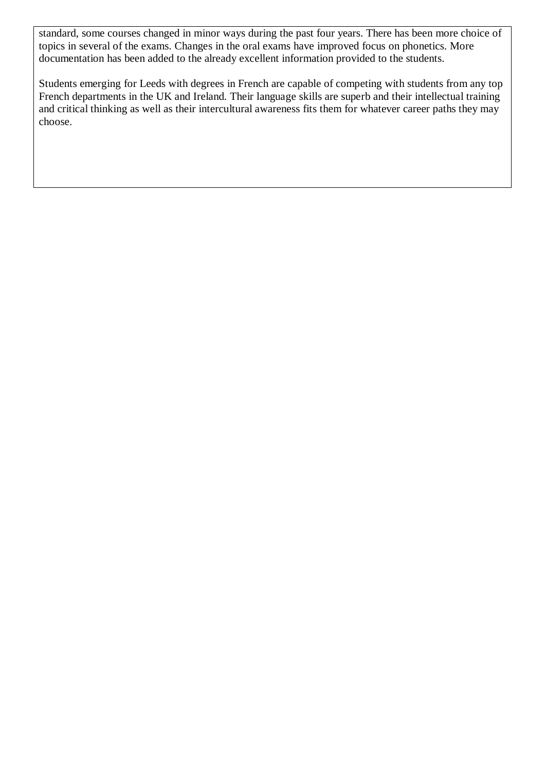standard, some courses changed in minor ways during the past four years. There has been more choice of topics in several of the exams. Changes in the oral exams have improved focus on phonetics. More documentation has been added to the already excellent information provided to the students.

Students emerging for Leeds with degrees in French are capable of competing with students from any top French departments in the UK and Ireland. Their language skills are superb and their intellectual training and critical thinking as well as their intercultural awareness fits them for whatever career paths they may choose.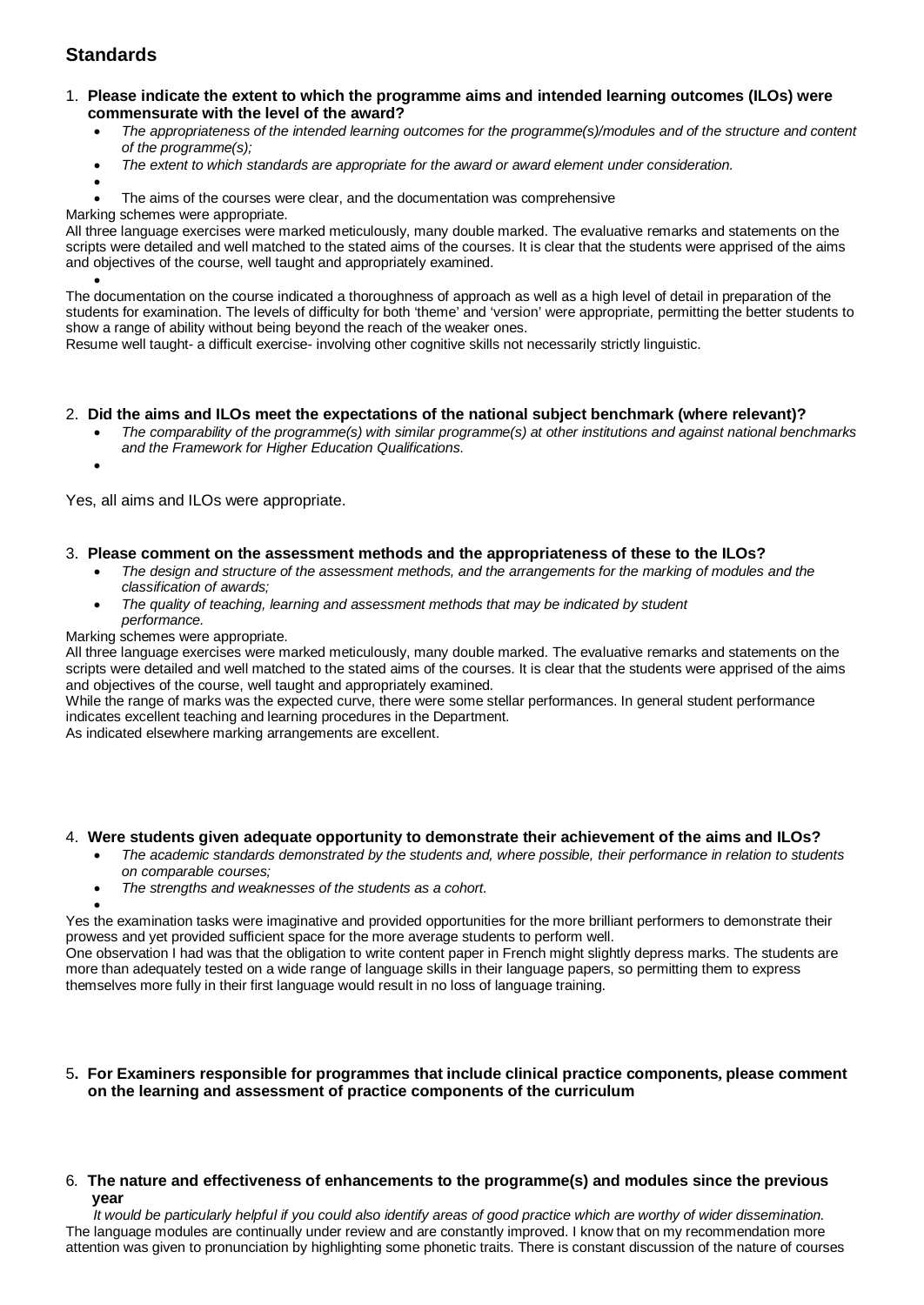## Standards

1. **Please indicate the extent to which the programme aims and intended learning outcomes (ILOs) were commensurate with the level of the award?**
   - *The appropriateness of the intended learning outcomes for the programme(s)/modules and of the structure and content of the programme(s);*
   - *The extent to which standards are appropriate for the award or award element under consideration.*
   - 
   - The aims of the courses were clear, and the documentation was comprehensive

Marking schemes were appropriate.
All three language exercises were marked meticulously, many double marked. The evaluative remarks and statements on the scripts were detailed and well matched to the stated aims of the courses. It is clear that the students were apprised of the aims and objectives of the course, well taught and appropriately examined.

- 

The documentation on the course indicated a thoroughness of approach as well as a high level of detail in preparation of the students for examination. The levels of difficulty for both 'theme' and 'version' were appropriate, permitting the better students to show a range of ability without being beyond the reach of the weaker ones.
Resume well taught- a difficult exercise- involving other cognitive skills not necessarily strictly linguistic.

2. **Did the aims and ILOs meet the expectations of the national subject benchmark (where relevant)?**
   - *The comparability of the programme(s) with similar programme(s) at other institutions and against national benchmarks and the Framework for Higher Education Qualifications.*
   - 

Yes, all aims and ILOs were appropriate.

3. **Please comment on the assessment methods and the appropriateness of these to the ILOs?**
   - *The design and structure of the assessment methods, and the arrangements for the marking of modules and the classification of awards;*
   - *The quality of teaching, learning and assessment methods that may be indicated by student performance.*

Marking schemes were appropriate.
All three language exercises were marked meticulously, many double marked. The evaluative remarks and statements on the scripts were detailed and well matched to the stated aims of the courses. It is clear that the students were apprised of the aims and objectives of the course, well taught and appropriately examined.
While the range of marks was the expected curve, there were some stellar performances. In general student performance indicates excellent teaching and learning procedures in the Department.
As indicated elsewhere marking arrangements are excellent.

4. **Were students given adequate opportunity to demonstrate their achievement of the aims and ILOs?**
   - *The academic standards demonstrated by the students and, where possible, their performance in relation to students on comparable courses;*
   - *The strengths and weaknesses of the students as a cohort.*
   - 

Yes the examination tasks were imaginative and provided opportunities for the more brilliant performers to demonstrate their prowess and yet provided sufficient space for the more average students to perform well.
One observation I had was that the obligation to write content paper in French might slightly depress marks. The students are more than adequately tested on a wide range of language skills in their language papers, so permitting them to express themselves more fully in their first language would result in no loss of language training.

5**. For Examiners responsible for programmes that include clinical practice components, please comment on the learning and assessment of practice components of the curriculum**

6. **The nature and effectiveness of enhancements to the programme(s) and modules since the previous year**

*It would be particularly helpful if you could also identify areas of good practice which are worthy of wider dissemination.*
The language modules are continually under review and are constantly improved. I know that on my recommendation more attention was given to pronunciation by highlighting some phonetic traits. There is constant discussion of the nature of courses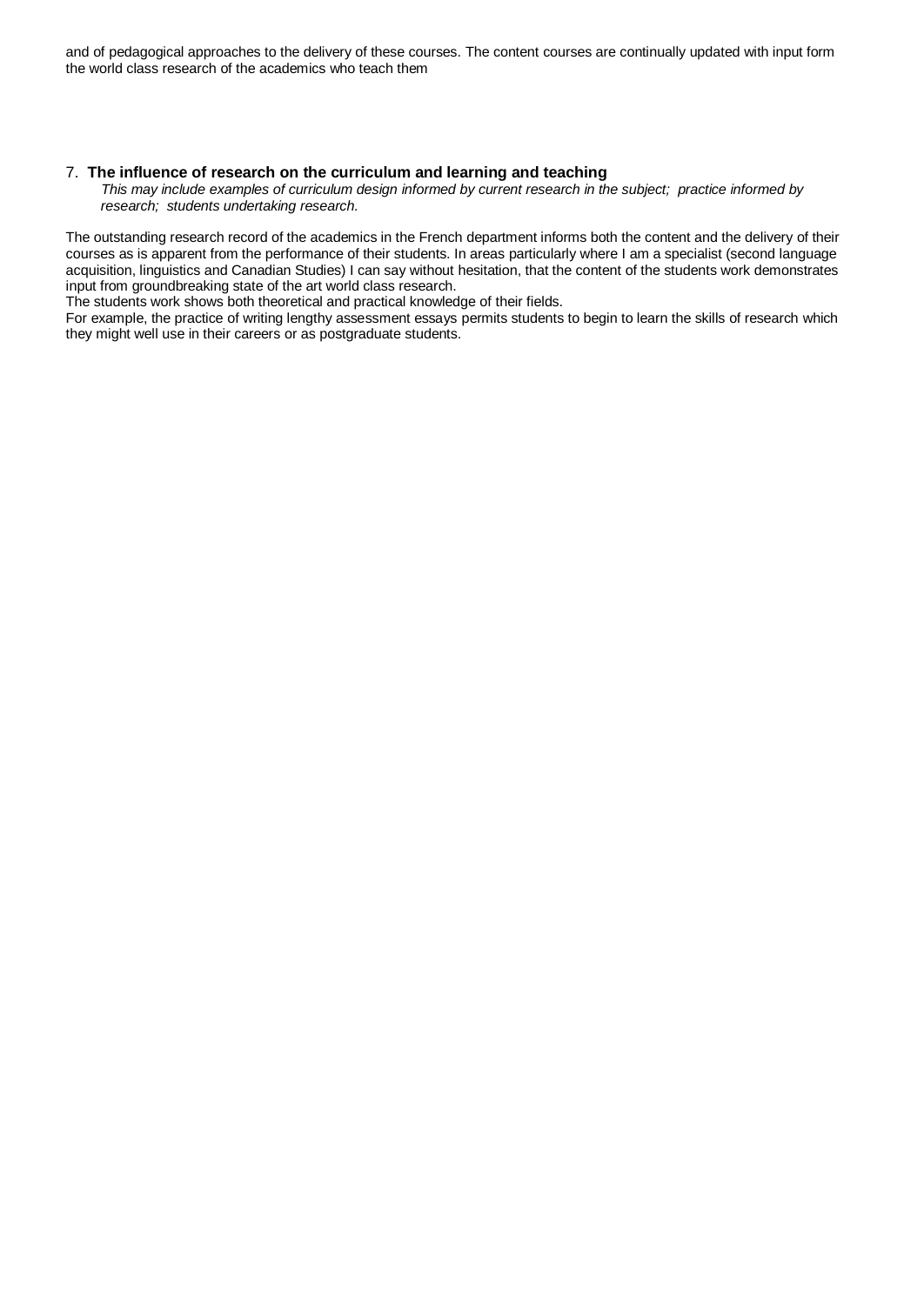and of pedagogical approaches to the delivery of these courses. The content courses are continually updated with input form the world class research of the academics who teach them

7. **The influence of research on the curriculum and learning and teaching**

*This may include examples of curriculum design informed by current research in the subject; practice informed by research; students undertaking research.*

The outstanding research record of the academics in the French department informs both the content and the delivery of their courses as is apparent from the performance of their students. In areas particularly where I am a specialist (second language acquisition, linguistics and Canadian Studies) I can say without hesitation, that the content of the students work demonstrates input from groundbreaking state of the art world class research.

The students work shows both theoretical and practical knowledge of their fields.

For example, the practice of writing lengthy assessment essays permits students to begin to learn the skills of research which they might well use in their careers or as postgraduate students.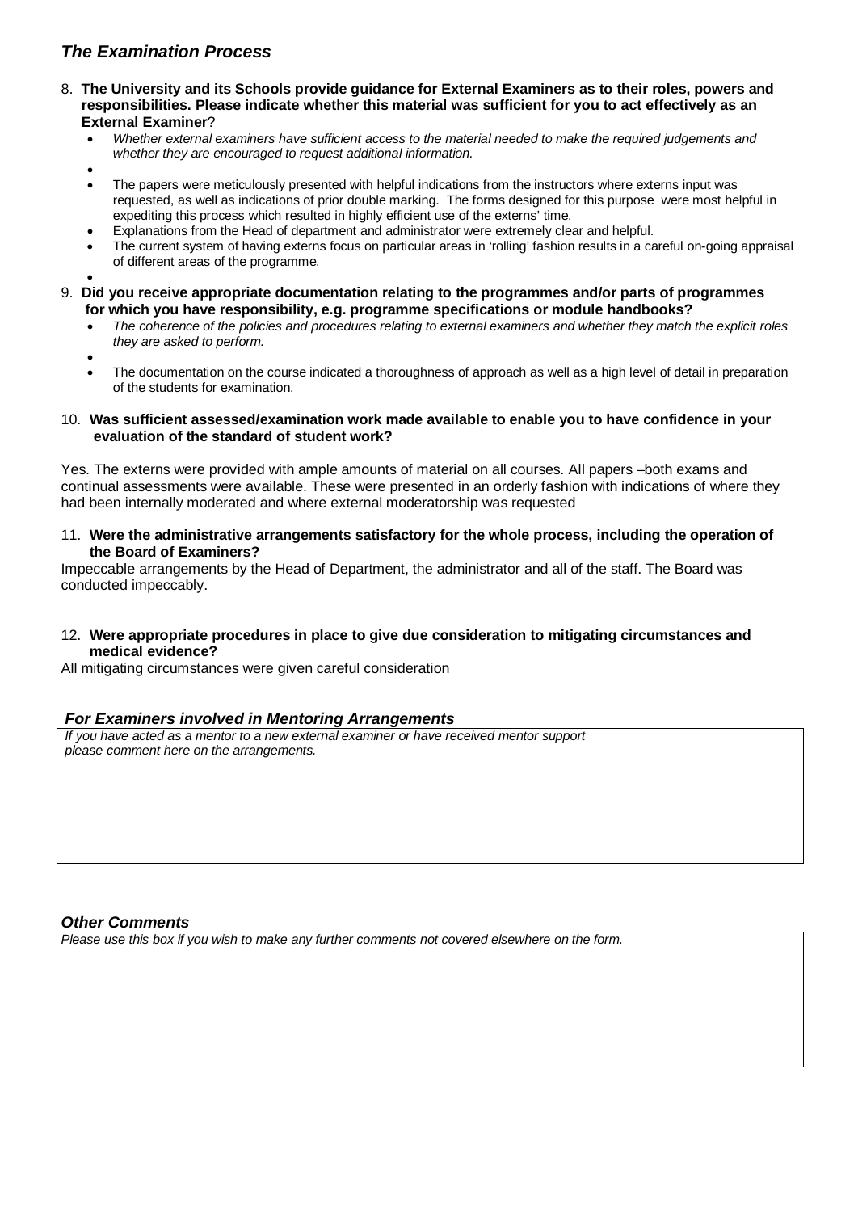## *The Examination Process*

8. **The University and its Schools provide guidance for External Examiners as to their roles, powers and responsibilities. Please indicate whether this material was sufficient for you to act effectively as an External Examiner**?
   - *Whether external examiners have sufficient access to the material needed to make the required judgements and whether they are encouraged to request additional information.*
   - 
   - The papers were meticulously presented with helpful indications from the instructors where externs input was requested, as well as indications of prior double marking. The forms designed for this purpose were most helpful in expediting this process which resulted in highly efficient use of the externs' time.
   - Explanations from the Head of department and administrator were extremely clear and helpful.
   - The current system of having externs focus on particular areas in 'rolling' fashion results in a careful on-going appraisal of different areas of the programme.
   - 

9. **Did you receive appropriate documentation relating to the programmes and/or parts of programmes for which you have responsibility, e.g. programme specifications or module handbooks?**
   - *The coherence of the policies and procedures relating to external examiners and whether they match the explicit roles they are asked to perform.*
   - 
   - The documentation on the course indicated a thoroughness of approach as well as a high level of detail in preparation of the students for examination.

10. **Was sufficient assessed/examination work made available to enable you to have confidence in your evaluation of the standard of student work?**

Yes. The externs were provided with ample amounts of material on all courses. All papers –both exams and continual assessments were available. These were presented in an orderly fashion with indications of where they had been internally moderated and where external moderatorship was requested

11. **Were the administrative arrangements satisfactory for the whole process, including the operation of the Board of Examiners?**

Impeccable arrangements by the Head of Department, the administrator and all of the staff. The Board was conducted impeccably.

12. **Were appropriate procedures in place to give due consideration to mitigating circumstances and medical evidence?**

All mitigating circumstances were given careful consideration

### *For Examiners involved in Mentoring Arrangements*

*If you have acted as a mentor to a new external examiner or have received mentor support please comment here on the arrangements.*

### *Other Comments*

*Please use this box if you wish to make any further comments not covered elsewhere on the form.*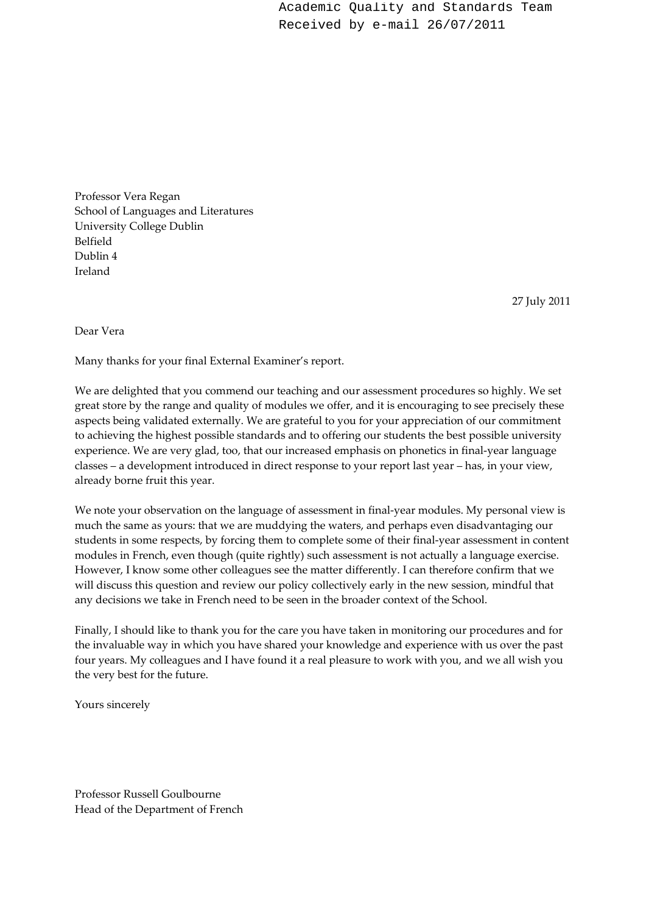Academic Quality and Standards Team
Received by e-mail 26/07/2011

Professor Vera Regan
School of Languages and Literatures
University College Dublin
Belfield
Dublin 4
Ireland

27 July 2011

Dear Vera

Many thanks for your final External Examiner's report.

We are delighted that you commend our teaching and our assessment procedures so highly. We set great store by the range and quality of modules we offer, and it is encouraging to see precisely these aspects being validated externally. We are grateful to you for your appreciation of our commitment to achieving the highest possible standards and to offering our students the best possible university experience. We are very glad, too, that our increased emphasis on phonetics in final-year language classes – a development introduced in direct response to your report last year – has, in your view, already borne fruit this year.

We note your observation on the language of assessment in final-year modules. My personal view is much the same as yours: that we are muddying the waters, and perhaps even disadvantaging our students in some respects, by forcing them to complete some of their final-year assessment in content modules in French, even though (quite rightly) such assessment is not actually a language exercise. However, I know some other colleagues see the matter differently. I can therefore confirm that we will discuss this question and review our policy collectively early in the new session, mindful that any decisions we take in French need to be seen in the broader context of the School.

Finally, I should like to thank you for the care you have taken in monitoring our procedures and for the invaluable way in which you have shared your knowledge and experience with us over the past four years. My colleagues and I have found it a real pleasure to work with you, and we all wish you the very best for the future.

Yours sincerely

Professor Russell Goulbourne
Head of the Department of French